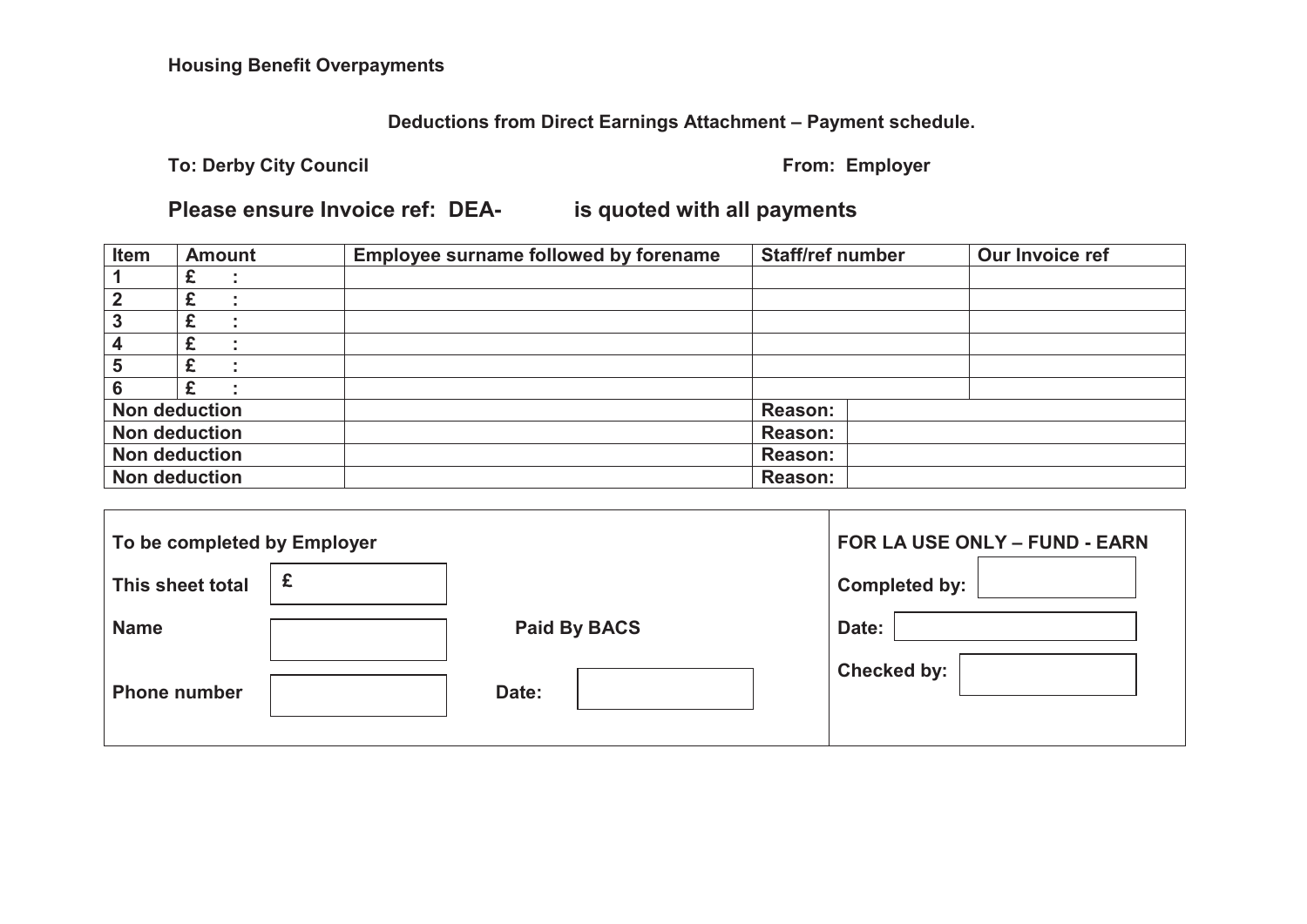**Housing Benefit Overpayments**

**Deductions from Direct Earnings Attachment – Payment schedule.**

**To: Derby City Council** **From: Employer**

## Please ensure Invoice ref: DEA- is quoted with all payments

| Item | Amount | Employee surname followed by forename | Staff/ref number | | Our Invoice ref |
|---|---|---|---|---|---|
| 1 | £ : | | | | |
| 2 | £ : | | | | |
| 3 | £ : | | | | |
| 4 | £ : | | | | |
| 5 | £ : | | | | |
| 6 | £ : | | | | |
| Non deduction | | | Reason: | | |
| Non deduction | | | Reason: | | |
| Non deduction | | | Reason: | | |
| Non deduction | | | Reason: | | |

| To be completed by Employer | | | | FOR LA USE ONLY – FUND - EARN | |
|---|---|---|---|---|---|
| This sheet total | £ | | | Completed by: | |
| Name | | Paid By BACS | | Date: | |
| Phone number | | Date: | | Checked by: | |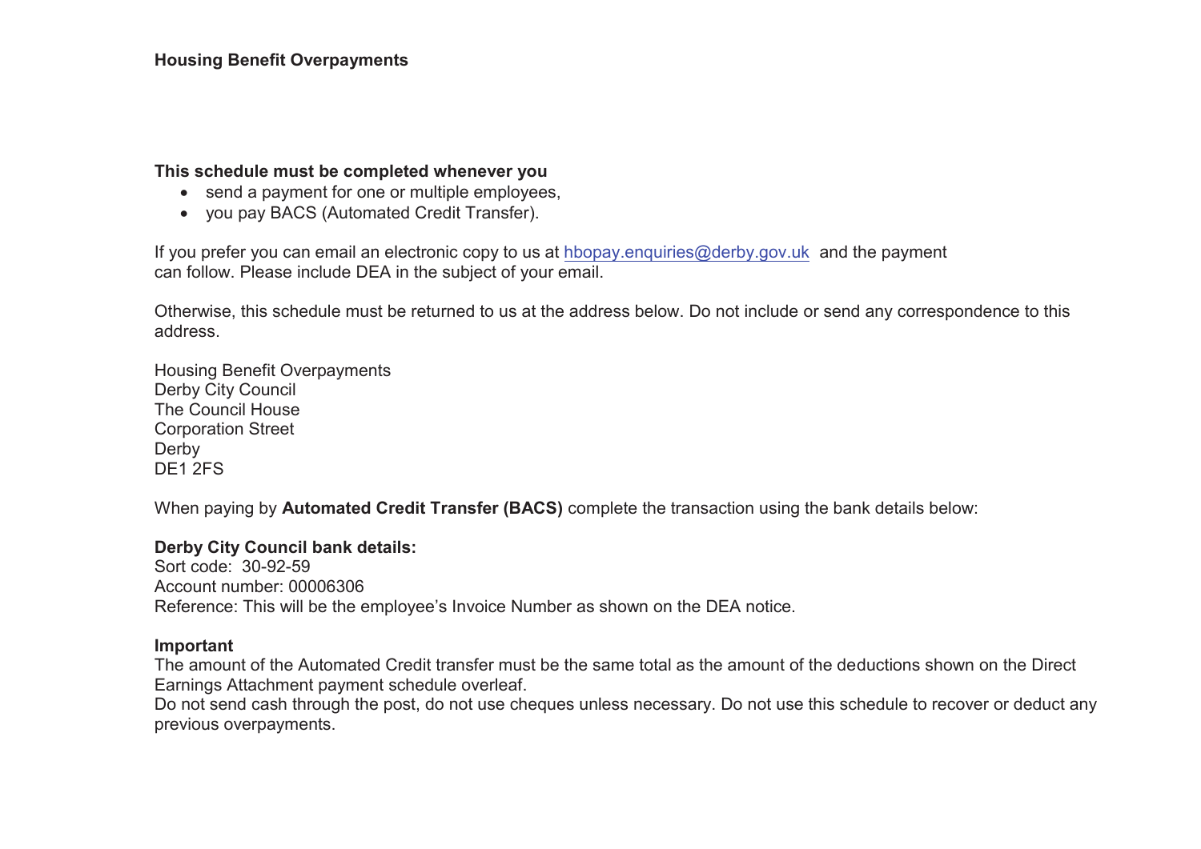**Housing Benefit Overpayments**

**This schedule must be completed whenever you**

- send a payment for one or multiple employees,
- you pay BACS (Automated Credit Transfer).

If you prefer you can email an electronic copy to us at hbopay.enquiries@derby.gov.uk and the payment can follow. Please include DEA in the subject of your email.

Otherwise, this schedule must be returned to us at the address below. Do not include or send any correspondence to this address.

Housing Benefit Overpayments
Derby City Council
The Council House
Corporation Street
Derby
DE1 2FS

When paying by **Automated Credit Transfer (BACS)** complete the transaction using the bank details below:

**Derby City Council bank details:**
Sort code: 30-92-59
Account number: 00006306
Reference: This will be the employee's Invoice Number as shown on the DEA notice.

**Important**
The amount of the Automated Credit transfer must be the same total as the amount of the deductions shown on the Direct Earnings Attachment payment schedule overleaf.
Do not send cash through the post, do not use cheques unless necessary. Do not use this schedule to recover or deduct any previous overpayments.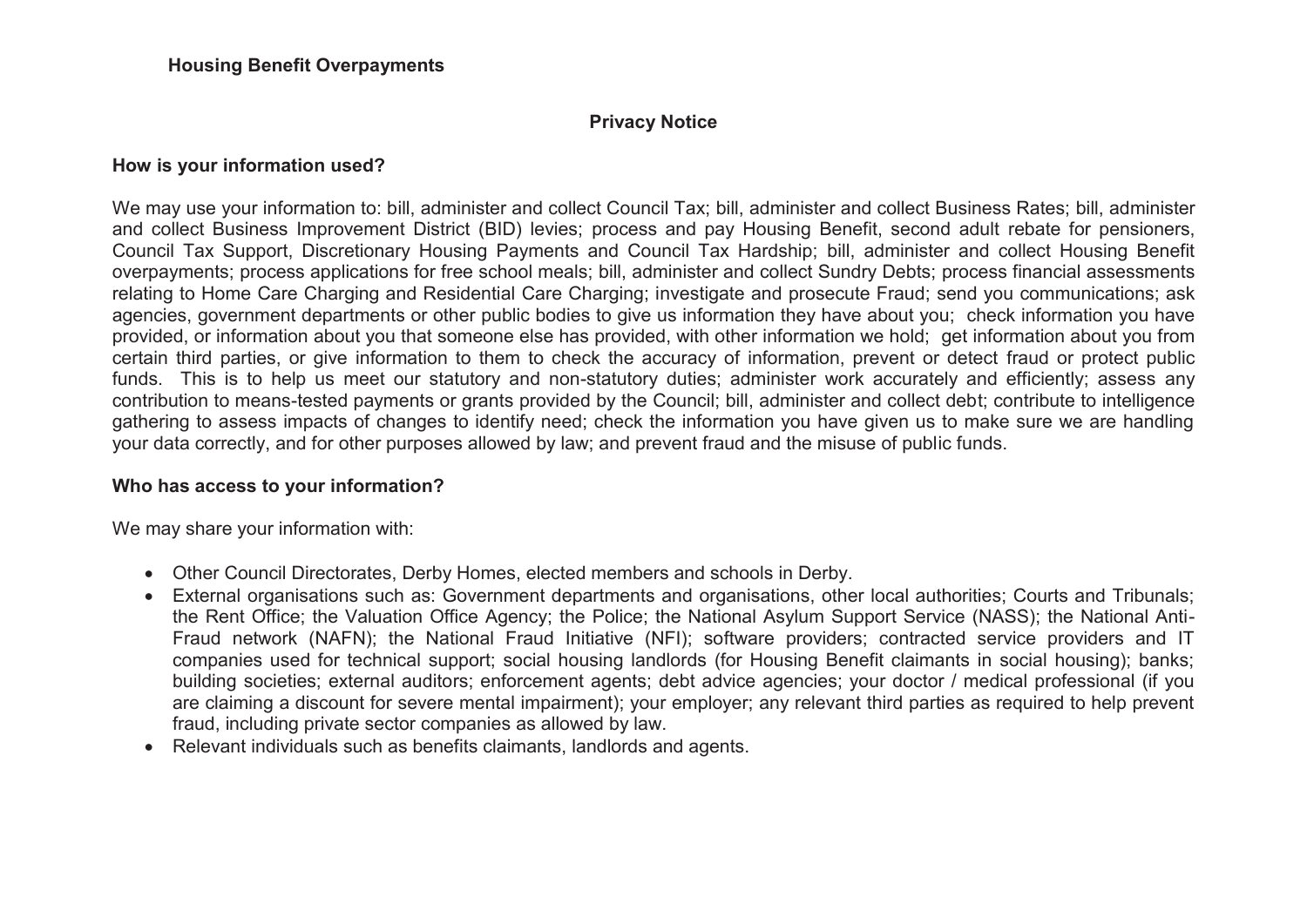**Housing Benefit Overpayments**

## Privacy Notice

### How is your information used?

We may use your information to: bill, administer and collect Council Tax; bill, administer and collect Business Rates; bill, administer and collect Business Improvement District (BID) levies; process and pay Housing Benefit, second adult rebate for pensioners, Council Tax Support, Discretionary Housing Payments and Council Tax Hardship; bill, administer and collect Housing Benefit overpayments; process applications for free school meals; bill, administer and collect Sundry Debts; process financial assessments relating to Home Care Charging and Residential Care Charging; investigate and prosecute Fraud; send you communications; ask agencies, government departments or other public bodies to give us information they have about you; check information you have provided, or information about you that someone else has provided, with other information we hold; get information about you from certain third parties, or give information to them to check the accuracy of information, prevent or detect fraud or protect public funds. This is to help us meet our statutory and non-statutory duties; administer work accurately and efficiently; assess any contribution to means-tested payments or grants provided by the Council; bill, administer and collect debt; contribute to intelligence gathering to assess impacts of changes to identify need; check the information you have given us to make sure we are handling your data correctly, and for other purposes allowed by law; and prevent fraud and the misuse of public funds.

### Who has access to your information?

We may share your information with:

- Other Council Directorates, Derby Homes, elected members and schools in Derby.
- External organisations such as: Government departments and organisations, other local authorities; Courts and Tribunals; the Rent Office; the Valuation Office Agency; the Police; the National Asylum Support Service (NASS); the National Anti-Fraud network (NAFN); the National Fraud Initiative (NFI); software providers; contracted service providers and IT companies used for technical support; social housing landlords (for Housing Benefit claimants in social housing); banks; building societies; external auditors; enforcement agents; debt advice agencies; your doctor / medical professional (if you are claiming a discount for severe mental impairment); your employer; any relevant third parties as required to help prevent fraud, including private sector companies as allowed by law.
- Relevant individuals such as benefits claimants, landlords and agents.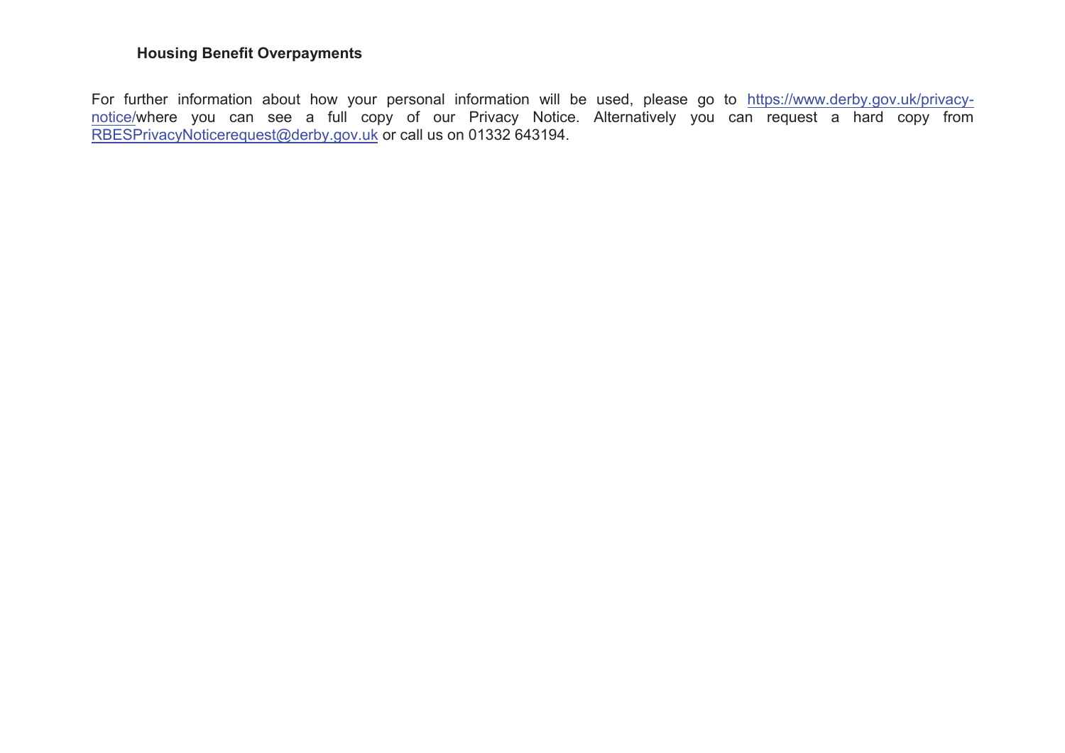**Housing Benefit Overpayments**

For further information about how your personal information will be used, please go to https://www.derby.gov.uk/privacy-notice/where you can see a full copy of our Privacy Notice. Alternatively you can request a hard copy from RBESPrivacyNoticerequest@derby.gov.uk or call us on 01332 643194.